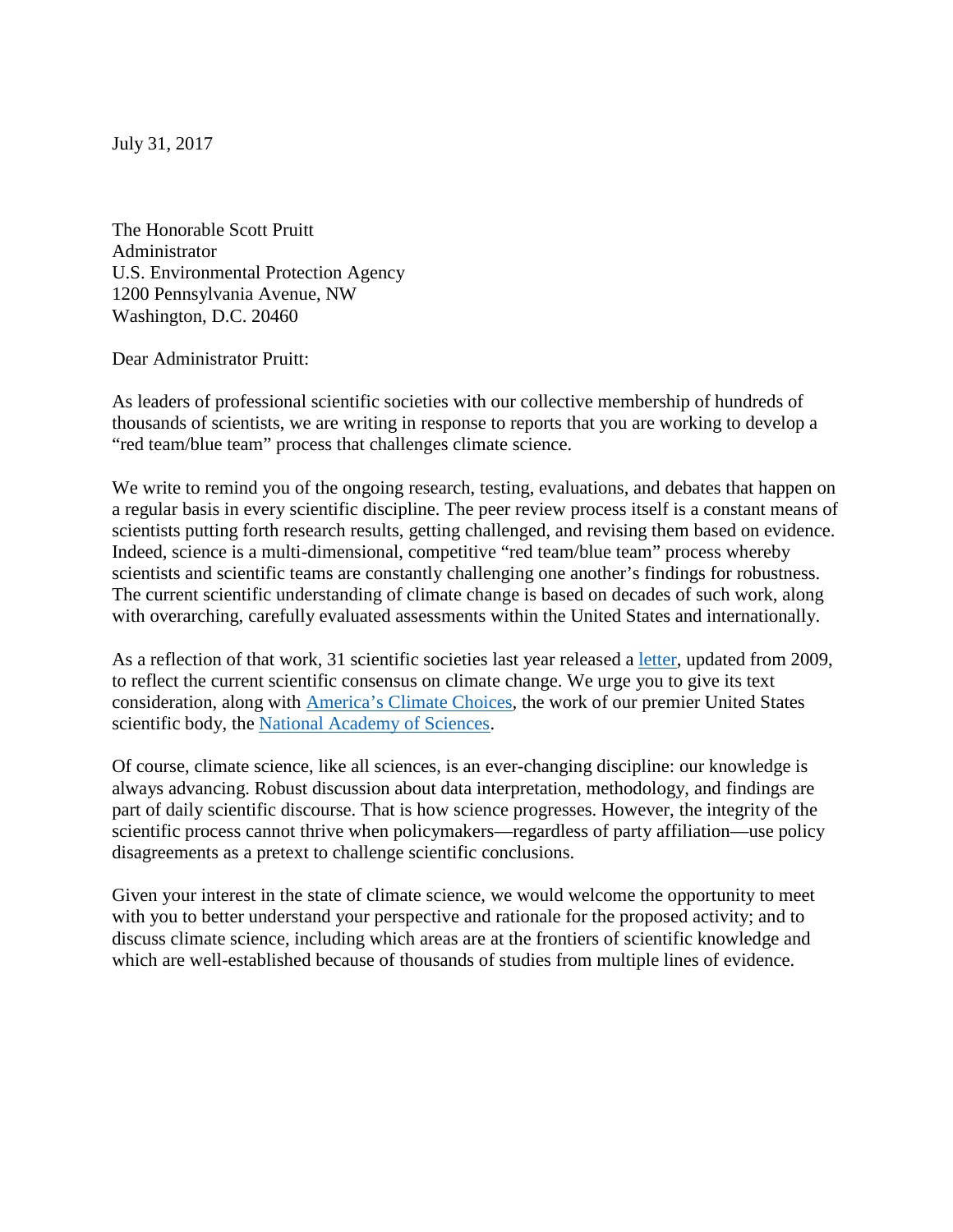July 31, 2017

The Honorable Scott Pruitt
Administrator
U.S. Environmental Protection Agency
1200 Pennsylvania Avenue, NW
Washington, D.C. 20460

Dear Administrator Pruitt:

As leaders of professional scientific societies with our collective membership of hundreds of thousands of scientists, we are writing in response to reports that you are working to develop a "red team/blue team" process that challenges climate science.

We write to remind you of the ongoing research, testing, evaluations, and debates that happen on a regular basis in every scientific discipline. The peer review process itself is a constant means of scientists putting forth research results, getting challenged, and revising them based on evidence. Indeed, science is a multi-dimensional, competitive "red team/blue team" process whereby scientists and scientific teams are constantly challenging one another's findings for robustness. The current scientific understanding of climate change is based on decades of such work, along with overarching, carefully evaluated assessments within the United States and internationally.

As a reflection of that work, 31 scientific societies last year released a letter, updated from 2009, to reflect the current scientific consensus on climate change. We urge you to give its text consideration, along with America's Climate Choices, the work of our premier United States scientific body, the National Academy of Sciences.

Of course, climate science, like all sciences, is an ever-changing discipline: our knowledge is always advancing. Robust discussion about data interpretation, methodology, and findings are part of daily scientific discourse. That is how science progresses. However, the integrity of the scientific process cannot thrive when policymakers—regardless of party affiliation—use policy disagreements as a pretext to challenge scientific conclusions.

Given your interest in the state of climate science, we would welcome the opportunity to meet with you to better understand your perspective and rationale for the proposed activity; and to discuss climate science, including which areas are at the frontiers of scientific knowledge and which are well-established because of thousands of studies from multiple lines of evidence.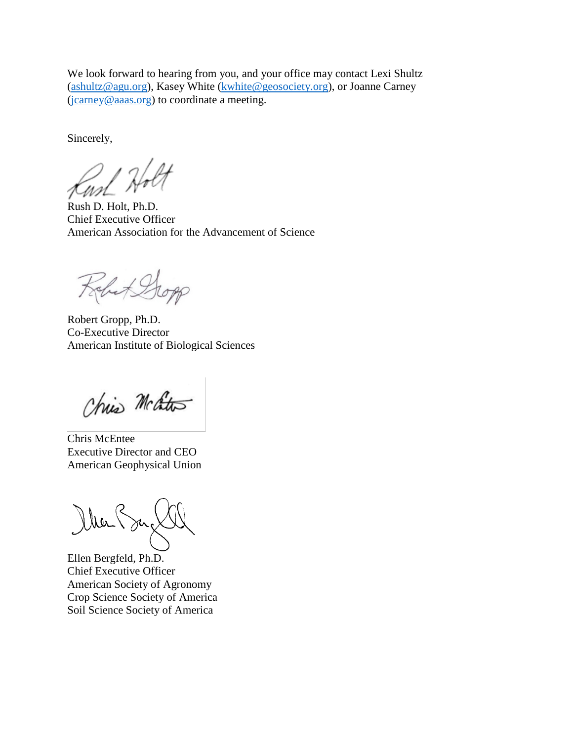We look forward to hearing from you, and your office may contact Lexi Shultz (ashultz@agu.org), Kasey White (kwhite@geosociety.org), or Joanne Carney (jcarney@aaas.org) to coordinate a meeting.

Sincerely,

Rush D. Holt, Ph.D.
Chief Executive Officer
American Association for the Advancement of Science

Robert Gropp, Ph.D.
Co-Executive Director
American Institute of Biological Sciences

Chris McEntee
Executive Director and CEO
American Geophysical Union

Ellen Bergfeld, Ph.D.
Chief Executive Officer
American Society of Agronomy
Crop Science Society of America
Soil Science Society of America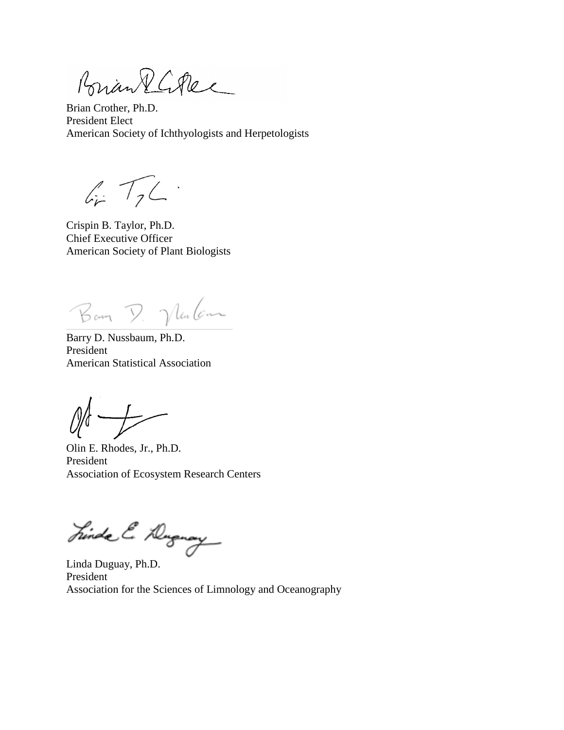Brian Crother, Ph.D.
President Elect
American Society of Ichthyologists and Herpetologists

Crispin B. Taylor, Ph.D.
Chief Executive Officer
American Society of Plant Biologists

Barry D. Nussbaum, Ph.D.
President
American Statistical Association

Olin E. Rhodes, Jr., Ph.D.
President
Association of Ecosystem Research Centers

Linda Duguay, Ph.D.
President
Association for the Sciences of Limnology and Oceanography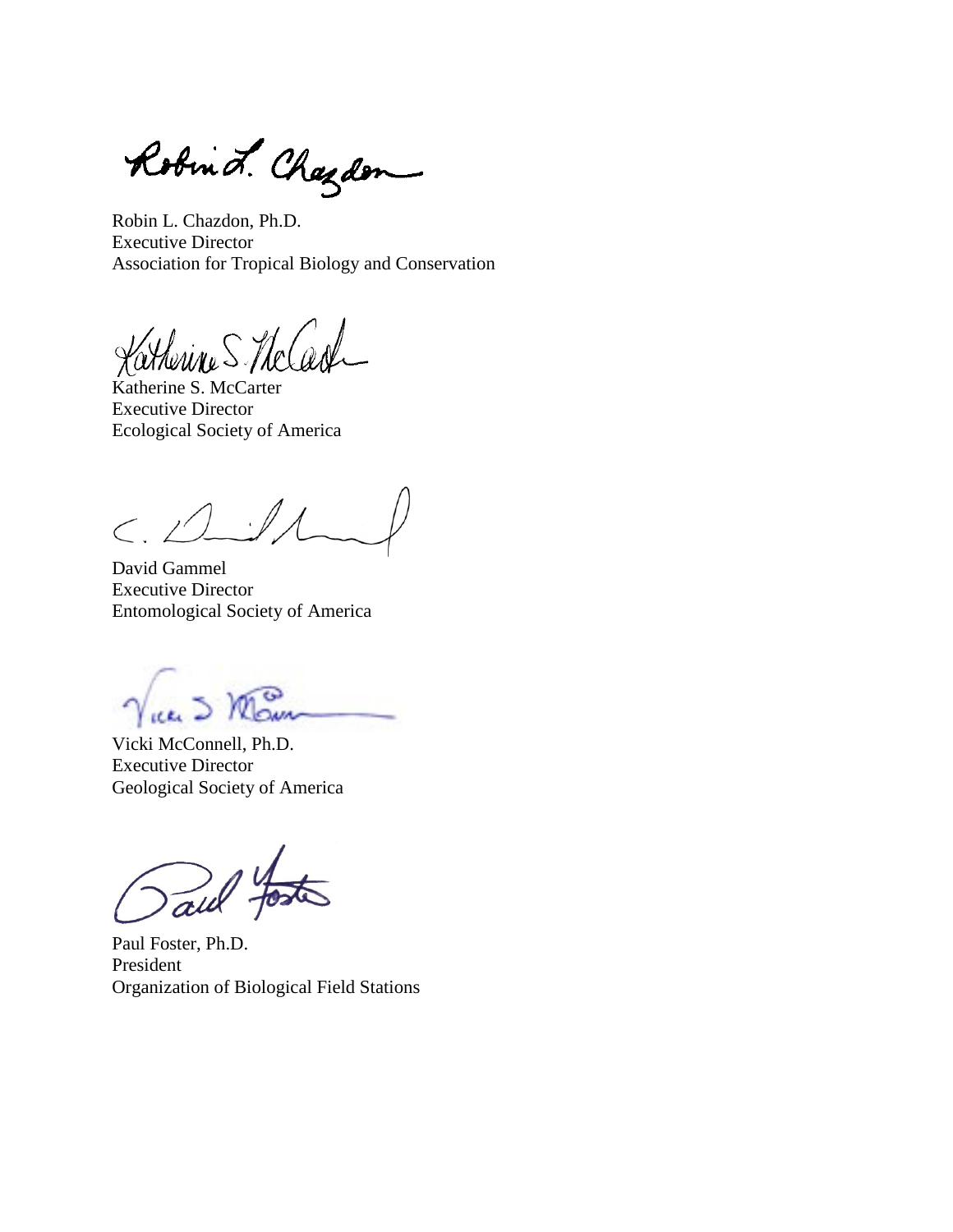Robin L. Chazdon, Ph.D.
Executive Director
Association for Tropical Biology and Conservation

Katherine S. McCarter
Executive Director
Ecological Society of America

David Gammel
Executive Director
Entomological Society of America

Vicki McConnell, Ph.D.
Executive Director
Geological Society of America

Paul Foster, Ph.D.
President
Organization of Biological Field Stations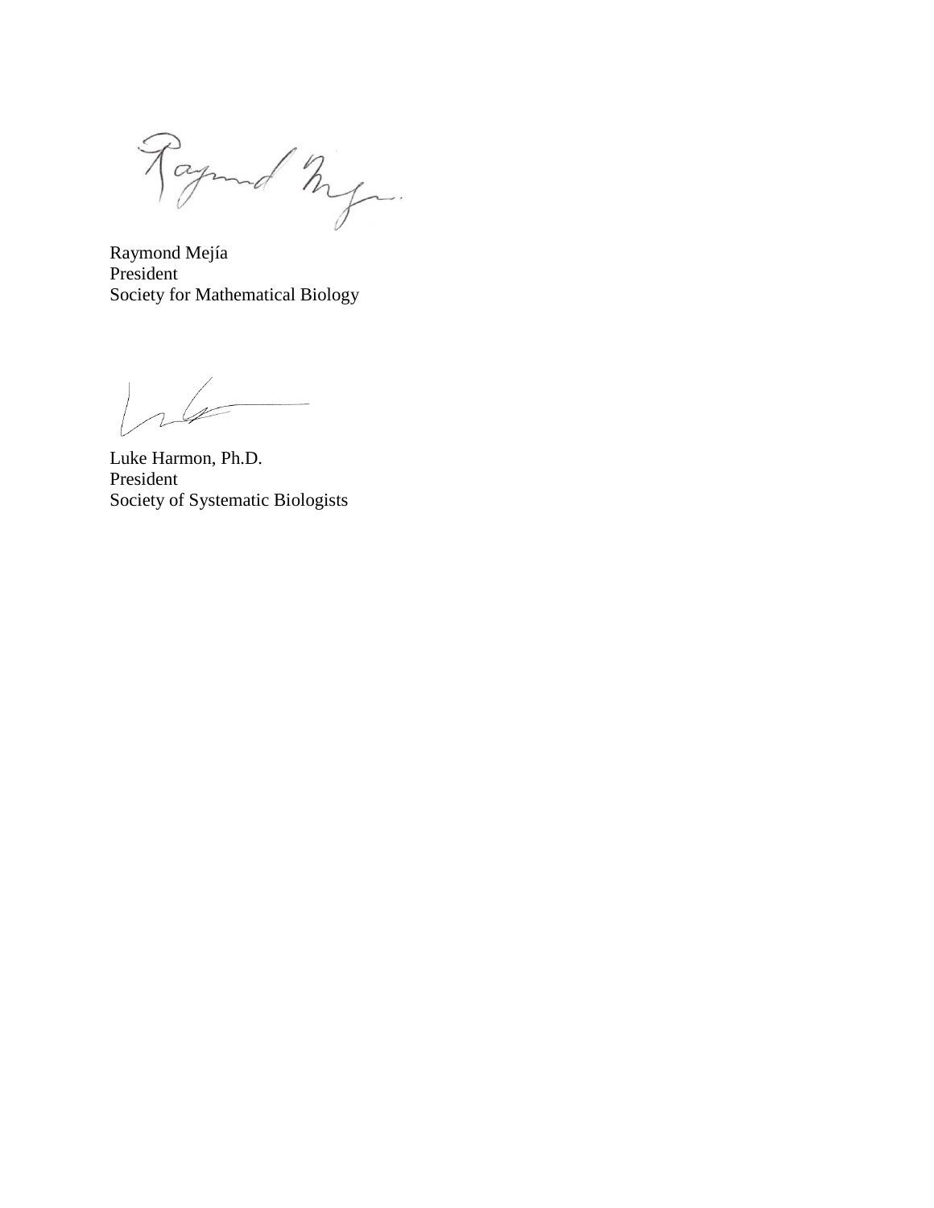Raymond Mejía
President
Society for Mathematical Biology

Luke Harmon, Ph.D.
President
Society of Systematic Biologists